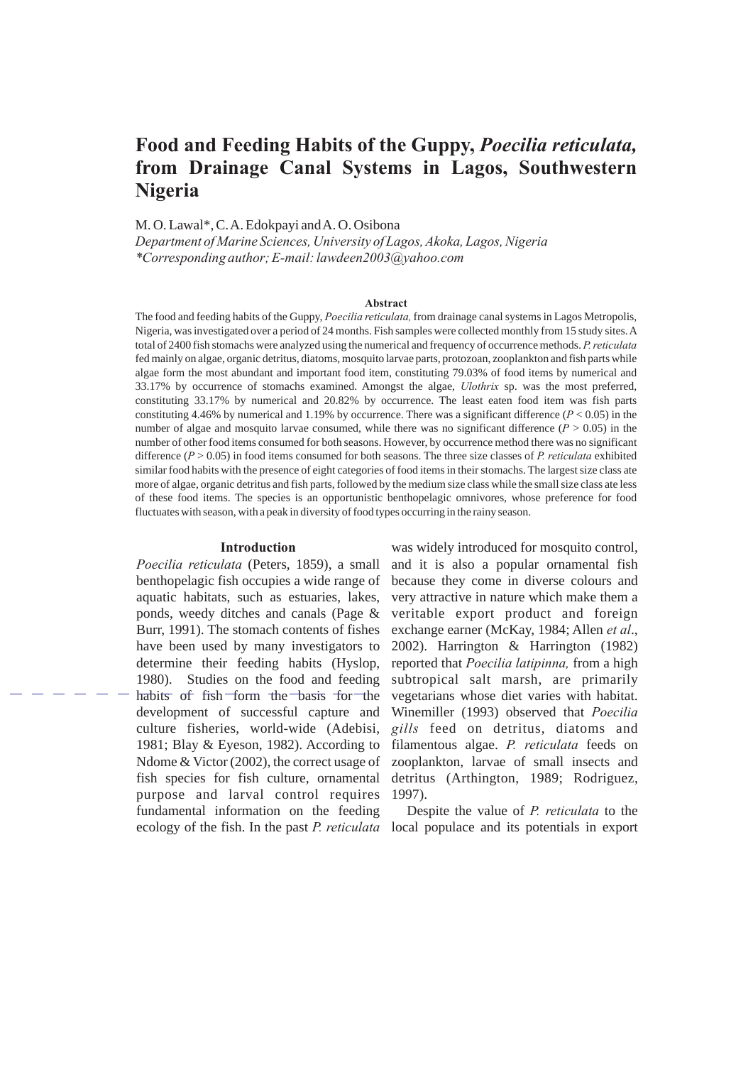# Food and Feeding Habits of the Guppy, *Poecilia reticulata*, from Drainage Canal Systems in Lagos, Southwestern Nigeria

M. O. Lawal*, C. A. Edokpayi and A. O. Osibona

*Department of Marine Sciences, University of Lagos, Akoka, Lagos, Nigeria*
*\*Corresponding author; E-mail: lawdeen2003@yahoo.com*

### Abstract

The food and feeding habits of the Guppy, *Poecilia reticulata,* from drainage canal systems in Lagos Metropolis, Nigeria, was investigated over a period of 24 months. Fish samples were collected monthly from 15 study sites. A total of 2400 fish stomachs were analyzed using the numerical and frequency of occurrence methods. *P. reticulata* fed mainly on algae, organic detritus, diatoms, mosquito larvae parts, protozoan, zooplankton and fish parts while algae form the most abundant and important food item, constituting 79.03% of food items by numerical and 33.17% by occurrence of stomachs examined. Amongst the algae, *Ulothrix* sp. was the most preferred, constituting 33.17% by numerical and 20.82% by occurrence. The least eaten food item was fish parts constituting 4.46% by numerical and 1.19% by occurrence. There was a significant difference ($P < 0.05$) in the number of algae and mosquito larvae consumed, while there was no significant difference ($P > 0.05$) in the number of other food items consumed for both seasons. However, by occurrence method there was no significant difference ($P > 0.05$) in food items consumed for both seasons. The three size classes of *P. reticulata* exhibited similar food habits with the presence of eight categories of food items in their stomachs. The largest size class ate more of algae, organic detritus and fish parts, followed by the medium size class while the small size class ate less of these food items. The species is an opportunistic benthopelagic omnivores, whose preference for food fluctuates with season, with a peak in diversity of food types occurring in the rainy season.

## Introduction

*Poecilia reticulata* (Peters, 1859), a small benthopelagic fish occupies a wide range of aquatic habitats, such as estuaries, lakes, ponds, weedy ditches and canals (Page & Burr, 1991). The stomach contents of fishes have been used by many investigators to determine their feeding habits (Hyslop, 1980). Studies on the food and feeding habits of fish form the basis for the development of successful capture and culture fisheries, world-wide (Adebisi, 1981; Blay & Eyeson, 1982). According to Ndome & Victor (2002), the correct usage of fish species for fish culture, ornamental purpose and larval control requires fundamental information on the feeding ecology of the fish. In the past *P. reticulata* was widely introduced for mosquito control, and it is also a popular ornamental fish because they come in diverse colours and very attractive in nature which make them a veritable export product and foreign exchange earner (McKay, 1984; Allen *et al*., 2002). Harrington & Harrington (1982) reported that *Poecilia latipinna,* from a high subtropical salt marsh, are primarily vegetarians whose diet varies with habitat. Winemiller (1993) observed that *Poecilia gills* feed on detritus, diatoms and filamentous algae. *P. reticulata* feeds on zooplankton, larvae of small insects and detritus (Arthington, 1989; Rodriguez, 1997).

Despite the value of *P. reticulata* to the local populace and its potentials in export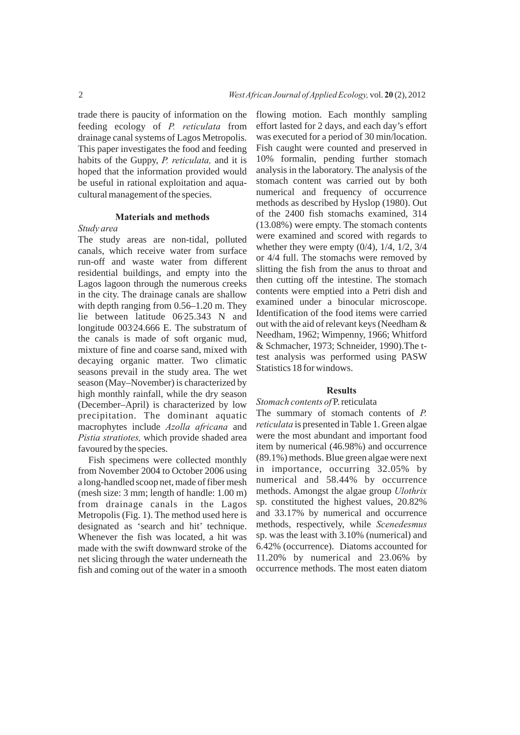trade there is paucity of information on the feeding ecology of *P. reticulata* from drainage canal systems of Lagos Metropolis. This paper investigates the food and feeding habits of the Guppy, *P. reticulata,* and it is hoped that the information provided would be useful in rational exploitation and aquacultural management of the species.

## Materials and methods

### *Study area*

The study areas are non-tidal, polluted canals, which receive water from surface run-off and waste water from different residential buildings, and empty into the Lagos lagoon through the numerous creeks in the city. The drainage canals are shallow with depth ranging from 0.56–1.20 m. They lie between latitude 06◦25.343 N and longitude 003◦24.666 E. The substratum of the canals is made of soft organic mud, mixture of fine and coarse sand, mixed with decaying organic matter. Two climatic seasons prevail in the study area. The wet season (May–November) is characterized by high monthly rainfall, while the dry season (December–April) is characterized by low precipitation. The dominant aquatic macrophytes include *Azolla africana* and *Pistia stratiotes,* which provide shaded area favoured by the species.

Fish specimens were collected monthly from November 2004 to October 2006 using a long-handled scoop net, made of fiber mesh (mesh size: 3 mm; length of handle: 1.00 m) from drainage canals in the Lagos Metropolis (Fig. 1). The method used here is designated as 'search and hit' technique. Whenever the fish was located, a hit was made with the swift downward stroke of the net slicing through the water underneath the fish and coming out of the water in a smooth flowing motion. Each monthly sampling effort lasted for 2 days, and each day's effort was executed for a period of 30 min/location. Fish caught were counted and preserved in 10% formalin, pending further stomach analysis in the laboratory. The analysis of the stomach content was carried out by both numerical and frequency of occurrence methods as described by Hyslop (1980). Out of the 2400 fish stomachs examined, 314 (13.08%) were empty. The stomach contents were examined and scored with regards to whether they were empty (0/4), 1/4, 1/2, 3/4 or 4/4 full. The stomachs were removed by slitting the fish from the anus to throat and then cutting off the intestine. The stomach contents were emptied into a Petri dish and examined under a binocular microscope. Identification of the food items were carried out with the aid of relevant keys (Needham & Needham, 1962; Wimpenny, 1966; Whitford & Schmacher, 1973; Schneider, 1990).The t-test analysis was performed using PASW Statistics 18 for windows.

## Results

### *Stomach contents of* P. reticulata

The summary of stomach contents of *P. reticulata* is presented in Table 1. Green algae were the most abundant and important food item by numerical (46.98%) and occurrence (89.1%) methods. Blue green algae were next in importance, occurring 32.05% by numerical and 58.44% by occurrence methods. Amongst the algae group *Ulothrix* sp. constituted the highest values, 20.82% and 33.17% by numerical and occurrence methods, respectively, while *Scenedesmus* sp. was the least with 3.10% (numerical) and 6.42% (occurrence). Diatoms accounted for 11.20% by numerical and 23.06% by occurrence methods. The most eaten diatom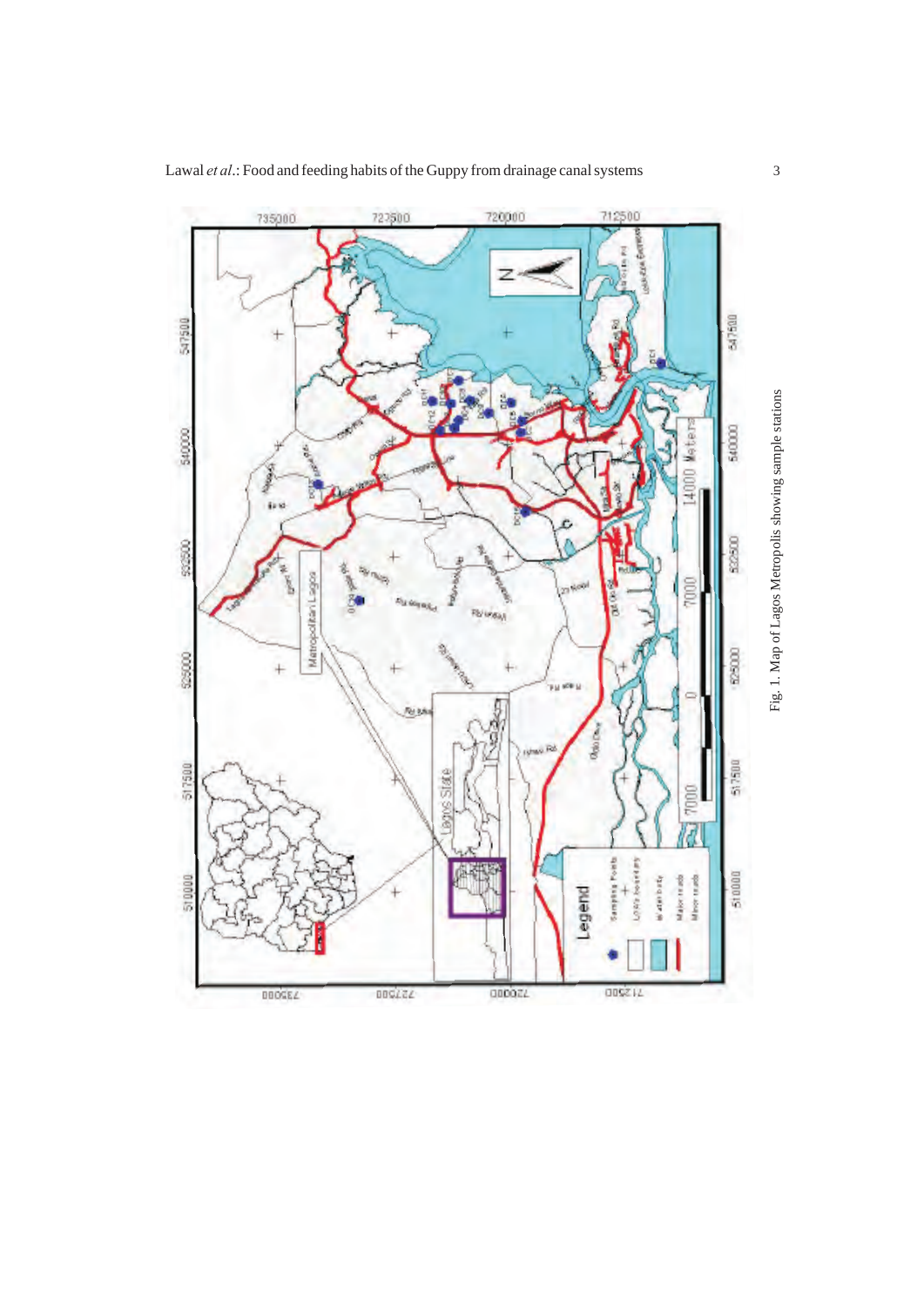Fig. 1. Map of Lagos Metropolis showing sample stations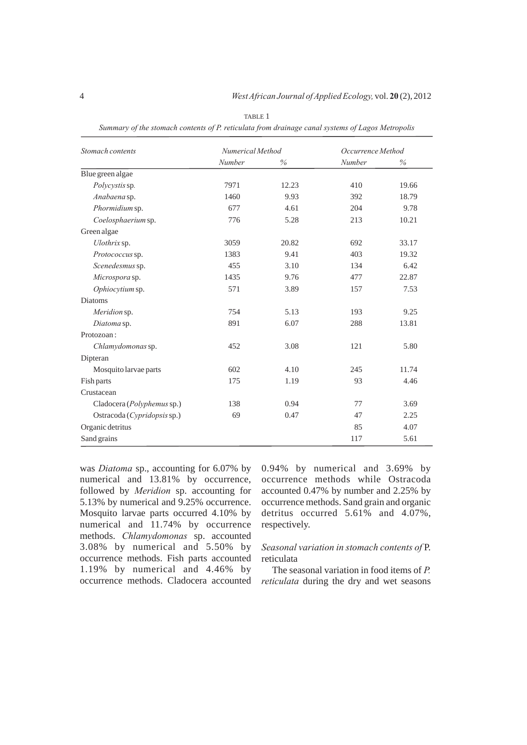TABLE 1

*Summary of the stomach contents of P. reticulata from drainage canal systems of Lagos Metropolis*

| *Stomach contents* | *Numerical Method* | | *Occurrence Method* | |
|---|---|---|---|---|
| | *Number* | *%* | *Number* | *%* |
| Blue green algae | | | | |
| *Polycystis* sp. | 7971 | 12.23 | 410 | 19.66 |
| *Anabaena* sp. | 1460 | 9.93 | 392 | 18.79 |
| *Phormidium* sp. | 677 | 4.61 | 204 | 9.78 |
| *Coelosphaerium* sp. | 776 | 5.28 | 213 | 10.21 |
| Green algae | | | | |
| *Ulothrix* sp. | 3059 | 20.82 | 692 | 33.17 |
| *Protococcus* sp. | 1383 | 9.41 | 403 | 19.32 |
| *Scenedesmus* sp. | 455 | 3.10 | 134 | 6.42 |
| *Microspora* sp. | 1435 | 9.76 | 477 | 22.87 |
| *Ophiocytium* sp. | 571 | 3.89 | 157 | 7.53 |
| Diatoms | | | | |
| *Meridion* sp. | 754 | 5.13 | 193 | 9.25 |
| *Diatoma* sp. | 891 | 6.07 | 288 | 13.81 |
| Protozoan : | | | | |
| *Chlamydomonas* sp. | 452 | 3.08 | 121 | 5.80 |
| Dipteran | | | | |
| Mosquito larvae parts | 602 | 4.10 | 245 | 11.74 |
| Fish parts | 175 | 1.19 | 93 | 4.46 |
| Crustacean | | | | |
| Cladocera (*Polyphemus* sp.) | 138 | 0.94 | 77 | 3.69 |
| Ostracoda (*Cypridopsis* sp.) | 69 | 0.47 | 47 | 2.25 |
| Organic detritus | | | 85 | 4.07 |
| Sand grains | | | 117 | 5.61 |

was *Diatoma* sp., accounting for 6.07% by numerical and 13.81% by occurrence, followed by *Meridion* sp. accounting for 5.13% by numerical and 9.25% occurrence. Mosquito larvae parts occurred 4.10% by numerical and 11.74% by occurrence methods. *Chlamydomonas* sp. accounted 3.08% by numerical and 5.50% by occurrence methods. Fish parts accounted 1.19% by numerical and 4.46% by occurrence methods. Cladocera accounted 0.94% by numerical and 3.69% by occurrence methods while Ostracoda accounted 0.47% by number and 2.25% by occurrence methods. Sand grain and organic detritus occurred 5.61% and 4.07%, respectively.

*Seasonal variation in stomach contents of* P. reticulata

The seasonal variation in food items of *P. reticulata* during the dry and wet seasons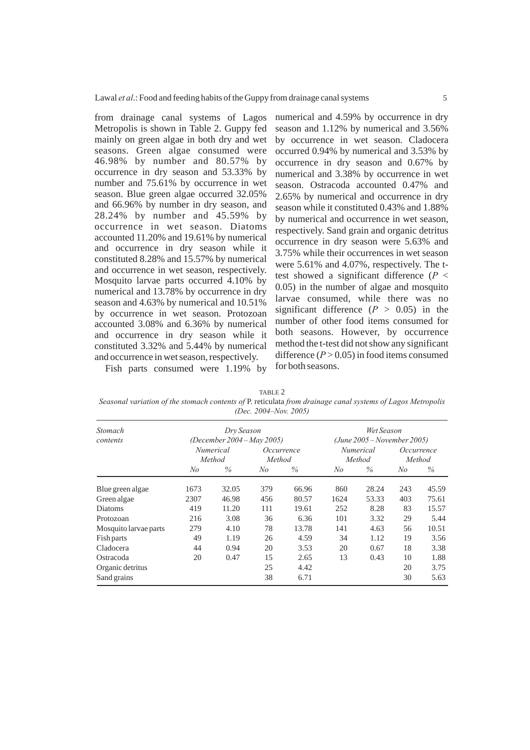from drainage canal systems of Lagos Metropolis is shown in Table 2. Guppy fed mainly on green algae in both dry and wet seasons. Green algae consumed were 46.98% by number and 80.57% by occurrence in dry season and 53.33% by number and 75.61% by occurrence in wet season. Blue green algae occurred 32.05% and 66.96% by number in dry season, and 28.24% by number and 45.59% by occurrence in wet season. Diatoms accounted 11.20% and 19.61% by numerical and occurrence in dry season while it constituted 8.28% and 15.57% by numerical and occurrence in wet season, respectively. Mosquito larvae parts occurred 4.10% by numerical and 13.78% by occurrence in dry season and 4.63% by numerical and 10.51% by occurrence in wet season. Protozoan accounted 3.08% and 6.36% by numerical and occurrence in dry season while it constituted 3.32% and 5.44% by numerical and occurrence in wet season, respectively.

Fish parts consumed were 1.19% by numerical and 4.59% by occurrence in dry season and 1.12% by numerical and 3.56% by occurrence in wet season. Cladocera occurred 0.94% by numerical and 3.53% by occurrence in dry season and 0.67% by numerical and 3.38% by occurrence in wet season. Ostracoda accounted 0.47% and 2.65% by numerical and occurrence in dry season while it constituted 0.43% and 1.88% by numerical and occurrence in wet season, respectively. Sand grain and organic detritus occurrence in dry season were 5.63% and 3.75% while their occurrences in wet season were 5.61% and 4.07%, respectively. The t-test showed a significant difference ($P < 0.05$) in the number of algae and mosquito larvae consumed, while there was no significant difference ($P > 0.05$) in the number of other food items consumed for both seasons. However, by occurrence method the t-test did not show any significant difference ($P > 0.05$) in food items consumed for both seasons.

TABLE 2

*Seasonal variation of the stomach contents of* P. reticulata *from drainage canal systems of Lagos Metropolis (Dec. 2004–Nov. 2005)*

| *Stomach contents* | *Dry Season (December 2004 – May 2005)* | | | | *Wet Season (June 2005 – November 2005)* | | | |
|---|---|---|---|---|---|---|---|---|
| | *Numerical Method* | | *Occurrence Method* | | *Numerical Method* | | *Occurrence Method* | |
| | *No* | *%* | *No* | *%* | *No* | *%* | *No* | *%* |
| Blue green algae | 1673 | 32.05 | 379 | 66.96 | 860 | 28.24 | 243 | 45.59 |
| Green algae | 2307 | 46.98 | 456 | 80.57 | 1624 | 53.33 | 403 | 75.61 |
| Diatoms | 419 | 11.20 | 111 | 19.61 | 252 | 8.28 | 83 | 15.57 |
| Protozoan | 216 | 3.08 | 36 | 6.36 | 101 | 3.32 | 29 | 5.44 |
| Mosquito larvae parts | 279 | 4.10 | 78 | 13.78 | 141 | 4.63 | 56 | 10.51 |
| Fish parts | 49 | 1.19 | 26 | 4.59 | 34 | 1.12 | 19 | 3.56 |
| Cladocera | 44 | 0.94 | 20 | 3.53 | 20 | 0.67 | 18 | 3.38 |
| Ostracoda | 20 | 0.47 | 15 | 2.65 | 13 | 0.43 | 10 | 1.88 |
| Organic detritus | | | 25 | 4.42 | | | 20 | 3.75 |
| Sand grains | | | 38 | 6.71 | | | 30 | 5.63 |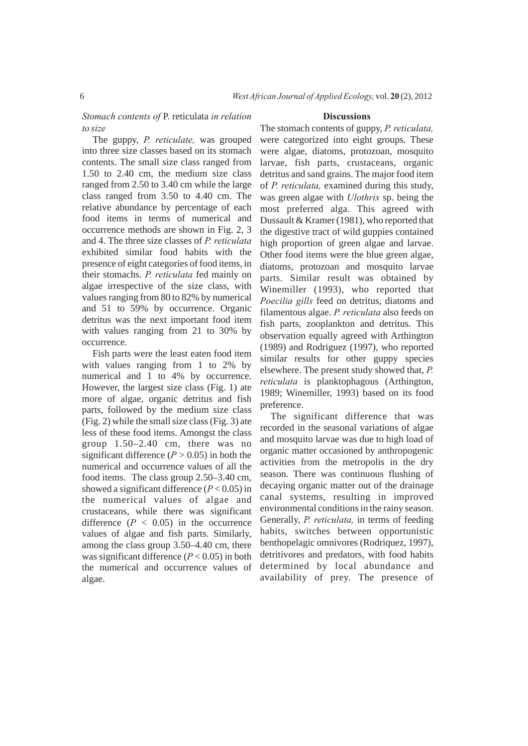*Stomach contents of* P. reticulata *in relation to size*

The guppy, *P. reticulate,* was grouped into three size classes based on its stomach contents. The small size class ranged from 1.50 to 2.40 cm, the medium size class ranged from 2.50 to 3.40 cm while the large class ranged from 3.50 to 4.40 cm. The relative abundance by percentage of each food items in terms of numerical and occurrence methods are shown in Fig. 2, 3 and 4. The three size classes of *P. reticulata* exhibited similar food habits with the presence of eight categories of food items, in their stomachs. *P. reticulata* fed mainly on algae irrespective of the size class, with values ranging from 80 to 82% by numerical and 51 to 59% by occurrence. Organic detritus was the next important food item with values ranging from 21 to 30% by occurrence.

Fish parts were the least eaten food item with values ranging from 1 to 2% by numerical and 1 to 4% by occurrence. However, the largest size class (Fig. 1) ate more of algae, organic detritus and fish parts, followed by the medium size class (Fig. 2) while the small size class (Fig. 3) ate less of these food items. Amongst the class group 1.50–2.40 cm, there was no significant difference ($P > 0.05$) in both the numerical and occurrence values of all the food items. The class group 2.50–3.40 cm, showed a significant difference ($P < 0.05$) in the numerical values of algae and crustaceans, while there was significant difference ($P < 0.05$) in the occurrence values of algae and fish parts. Similarly, among the class group 3.50–4.40 cm, there was significant difference ($P < 0.05$) in both the numerical and occurrence values of algae.

## Discussions

The stomach contents of guppy, *P. reticulata,* were categorized into eight groups. These were algae, diatoms, protozoan, mosquito larvae, fish parts, crustaceans, organic detritus and sand grains. The major food item of *P. reticulata,* examined during this study, was green algae with *Ulothrix* sp. being the most preferred alga. This agreed with Dussault & Kramer (1981), who reported that the digestive tract of wild guppies contained high proportion of green algae and larvae. Other food items were the blue green algae, diatoms, protozoan and mosquito larvae parts. Similar result was obtained by Winemiller (1993), who reported that *Poecilia gills* feed on detritus, diatoms and filamentous algae. *P. reticulata* also feeds on fish parts, zooplankton and detritus. This observation equally agreed with Arthington (1989) and Rodriguez (1997), who reported similar results for other guppy species elsewhere. The present study showed that, *P. reticulata* is planktophagous (Arthington, 1989; Winemiller, 1993) based on its food preference.

The significant difference that was recorded in the seasonal variations of algae and mosquito larvae was due to high load of organic matter occasioned by anthropogenic activities from the metropolis in the dry season. There was continuous flushing of decaying organic matter out of the drainage canal systems, resulting in improved environmental conditions in the rainy season. Generally, *P. reticulata,* in terms of feeding habits, switches between opportunistic benthopelagic omnivores (Rodriquez, 1997), detritivores and predators, with food habits determined by local abundance and availability of prey. The presence of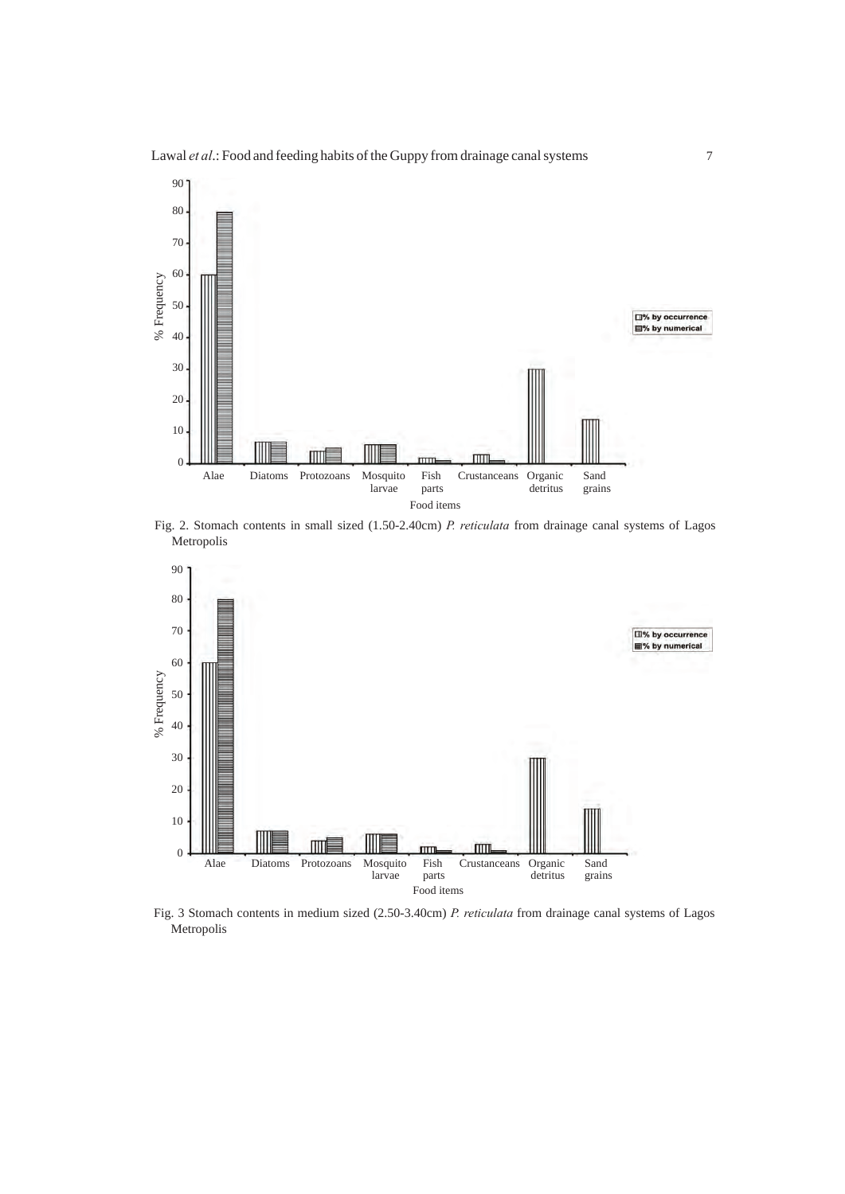Fig. 2. Stomach contents in small sized (1.50-2.40cm) *P. reticulata* from drainage canal systems of Lagos Metropolis

Fig. 3 Stomach contents in medium sized (2.50-3.40cm) *P. reticulata* from drainage canal systems of Lagos Metropolis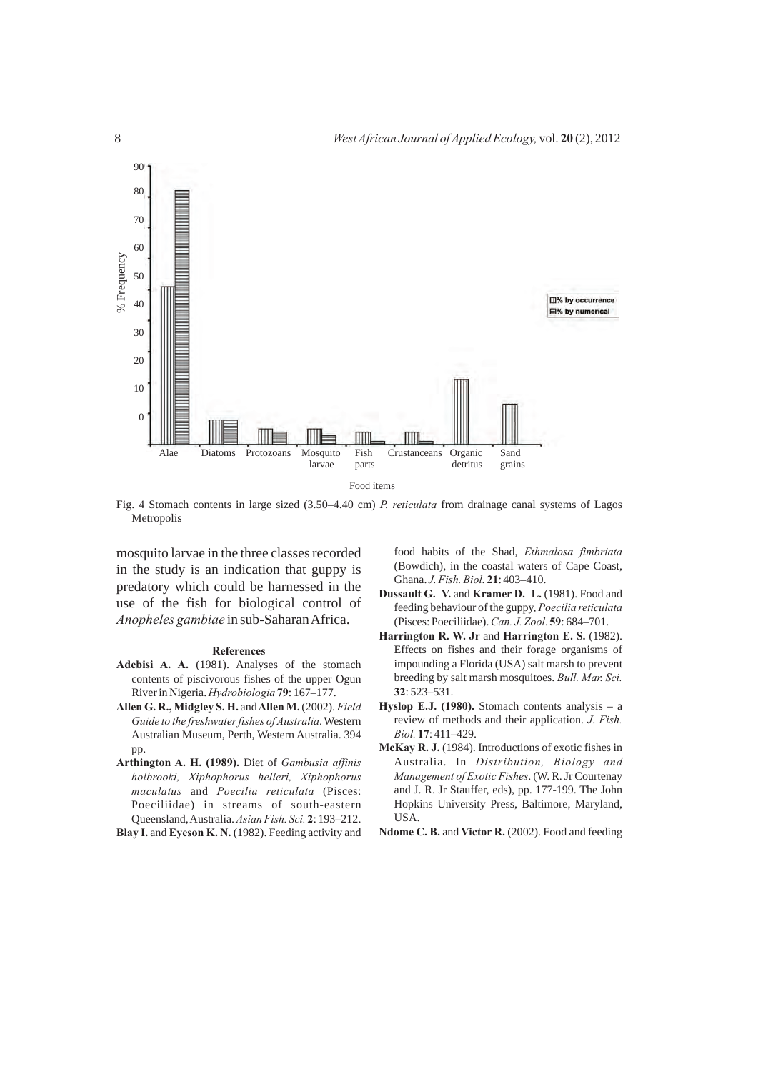Fig. 4 Stomach contents in large sized (3.50–4.40 cm) *P. reticulata* from drainage canal systems of Lagos Metropolis

mosquito larvae in the three classes recorded in the study is an indication that guppy is predatory which could be harnessed in the use of the fish for biological control of *Anopheles gambiae* in sub-Saharan Africa.

## References

**Adebisi A. A.** (1981). Analyses of the stomach contents of piscivorous fishes of the upper Ogun River in Nigeria. *Hydrobiologia* **79**: 167–177.

**Allen G. R., Midgley S. H.** and **Allen M.** (2002). *Field Guide to the freshwater fishes of Australia*. Western Australian Museum, Perth, Western Australia. 394 pp.

**Arthington A. H. (1989).** Diet of *Gambusia affinis holbrooki, Xiphophorus helleri, Xiphophorus maculatus* and *Poecilia reticulata* (Pisces: Poeciliidae) in streams of south-eastern Queensland, Australia. *Asian Fish. Sci.* **2**: 193–212.

**Blay I.** and **Eyeson K. N.** (1982). Feeding activity and food habits of the Shad, *Ethmalosa fimbriata* (Bowdich), in the coastal waters of Cape Coast, Ghana. *J. Fish. Biol.* **21**: 403–410.

**Dussault G. V.** and **Kramer D. L.** (1981). Food and feeding behaviour of the guppy, *Poecilia reticulata* (Pisces: Poeciliidae). *Can. J. Zool*. **59**: 684–701.

**Harrington R. W. Jr** and **Harrington E. S.** (1982). Effects on fishes and their forage organisms of impounding a Florida (USA) salt marsh to prevent breeding by salt marsh mosquitoes. *Bull. Mar. Sci.* **32**: 523–531.

**Hyslop E.J. (1980).** Stomach contents analysis – a review of methods and their application. *J. Fish. Biol.* **17**: 411–429.

**McKay R. J.** (1984). Introductions of exotic fishes in Australia. In *Distribution, Biology and Management of Exotic Fishes*. (W. R. Jr Courtenay and J. R. Jr Stauffer, eds), pp. 177-199. The John Hopkins University Press, Baltimore, Maryland, USA.

**Ndome C. B.** and **Victor R.** (2002). Food and feeding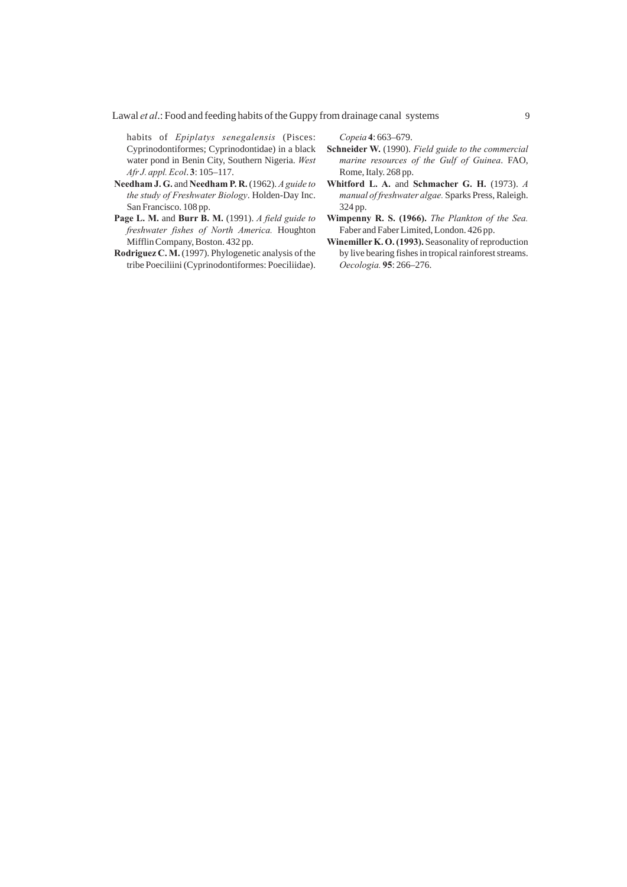habits of *Epiplatys senegalensis* (Pisces: Cyprinodontiformes; Cyprinodontidae) in a black water pond in Benin City, Southern Nigeria. *West Afr J. appl. Ecol*. **3**: 105–117.

**Needham J. G.** and **Needham P. R.** (1962). *A guide to the study of Freshwater Biology*. Holden-Day Inc. San Francisco. 108 pp.

**Page L. M.** and **Burr B. M.** (1991). *A field guide to freshwater fishes of North America.* Houghton Mifflin Company, Boston. 432 pp.

**Rodriguez C. M.** (1997). Phylogenetic analysis of the tribe Poeciliini (Cyprinodontiformes: Poeciliidae). *Copeia* **4**: 663–679.

**Schneider W.** (1990). *Field guide to the commercial marine resources of the Gulf of Guinea*. FAO, Rome, Italy. 268 pp.

**Whitford L. A.** and **Schmacher G. H.** (1973). *A manual of freshwater algae.* Sparks Press, Raleigh. 324 pp.

**Wimpenny R. S. (1966).** *The Plankton of the Sea.* Faber and Faber Limited, London. 426 pp.

**Winemiller K. O. (1993).** Seasonality of reproduction by live bearing fishes in tropical rainforest streams. *Oecologia.* **95**: 266–276.